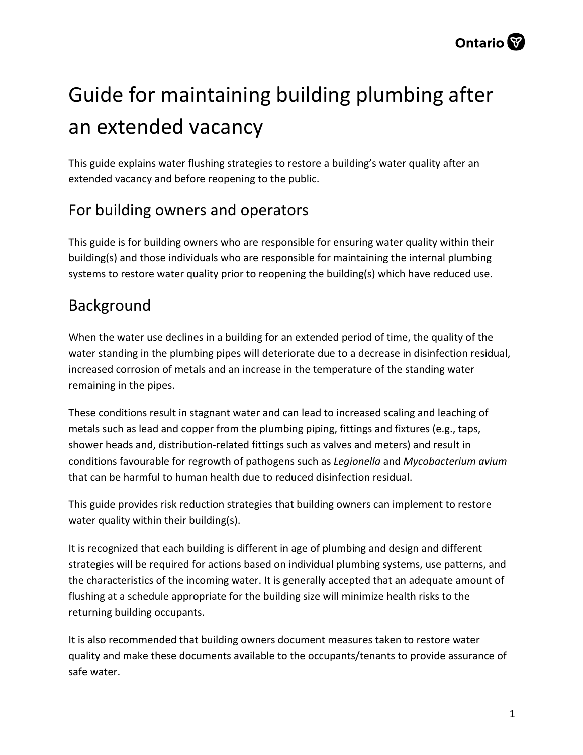# Guide for maintaining building plumbing after an extended vacancy

This guide explains water flushing strategies to restore a building's water quality after an extended vacancy and before reopening to the public.

## For building owners and operators

This guide is for building owners who are responsible for ensuring water quality within their building(s) and those individuals who are responsible for maintaining the internal plumbing systems to restore water quality prior to reopening the building(s) which have reduced use.

## Background

When the water use declines in a building for an extended period of time, the quality of the water standing in the plumbing pipes will deteriorate due to a decrease in disinfection residual, increased corrosion of metals and an increase in the temperature of the standing water remaining in the pipes.

These conditions result in stagnant water and can lead to increased scaling and leaching of metals such as lead and copper from the plumbing piping, fittings and fixtures (e.g., taps, shower heads and, distribution-related fittings such as valves and meters) and result in conditions favourable for regrowth of pathogens such as *Legionella* and *Mycobacterium avium* that can be harmful to human health due to reduced disinfection residual.

This guide provides risk reduction strategies that building owners can implement to restore water quality within their building(s).

It is recognized that each building is different in age of plumbing and design and different strategies will be required for actions based on individual plumbing systems, use patterns, and the characteristics of the incoming water. It is generally accepted that an adequate amount of flushing at a schedule appropriate for the building size will minimize health risks to the returning building occupants.

It is also recommended that building owners document measures taken to restore water quality and make these documents available to the occupants/tenants to provide assurance of safe water.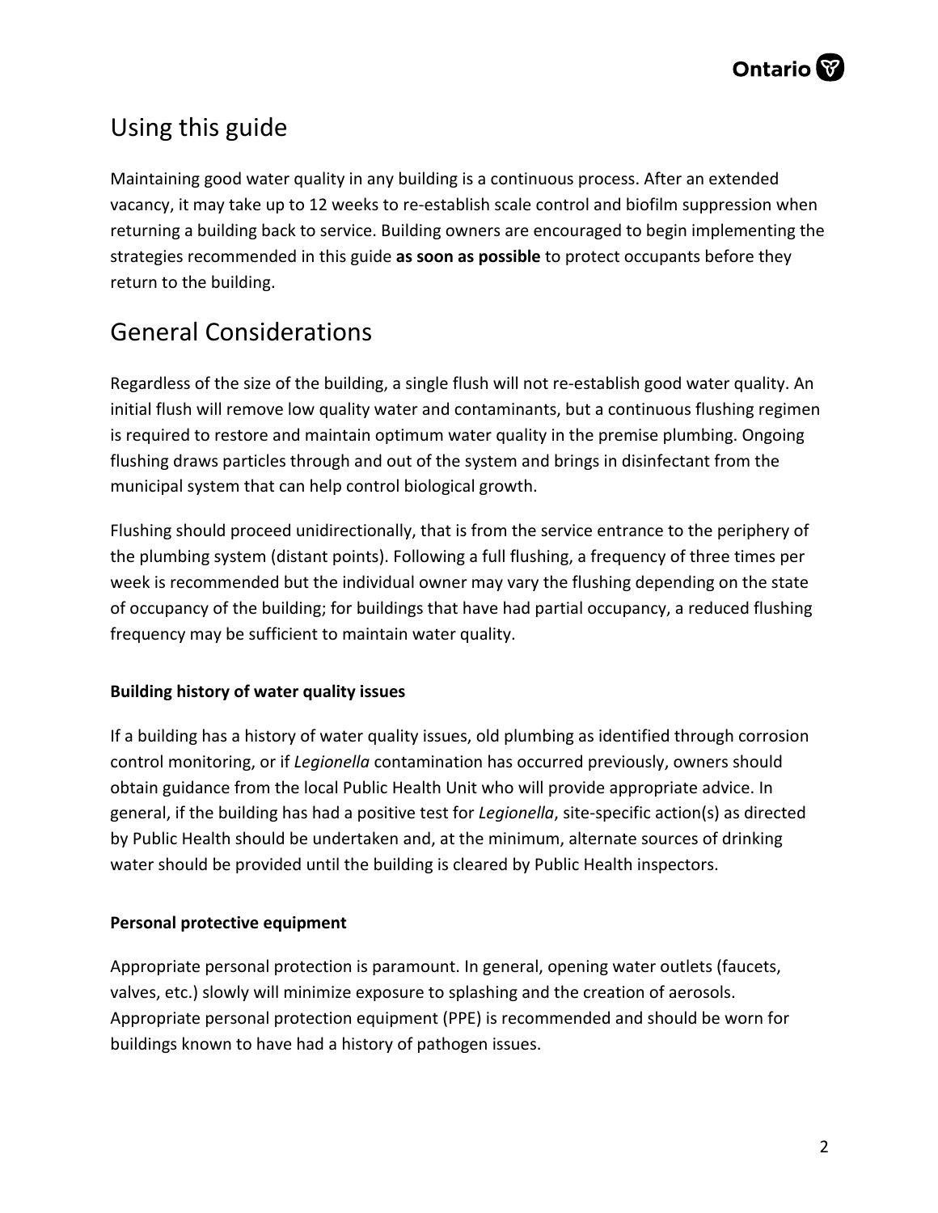## Using this guide

Maintaining good water quality in any building is a continuous process. After an extended vacancy, it may take up to 12 weeks to re-establish scale control and biofilm suppression when returning a building back to service. Building owners are encouraged to begin implementing the strategies recommended in this guide **as soon as possible** to protect occupants before they return to the building.

## General Considerations

Regardless of the size of the building, a single flush will not re-establish good water quality. An initial flush will remove low quality water and contaminants, but a continuous flushing regimen is required to restore and maintain optimum water quality in the premise plumbing. Ongoing flushing draws particles through and out of the system and brings in disinfectant from the municipal system that can help control biological growth.

Flushing should proceed unidirectionally, that is from the service entrance to the periphery of the plumbing system (distant points). Following a full flushing, a frequency of three times per week is recommended but the individual owner may vary the flushing depending on the state of occupancy of the building; for buildings that have had partial occupancy, a reduced flushing frequency may be sufficient to maintain water quality.

### Building history of water quality issues

If a building has a history of water quality issues, old plumbing as identified through corrosion control monitoring, or if *Legionella* contamination has occurred previously, owners should obtain guidance from the local Public Health Unit who will provide appropriate advice. In general, if the building has had a positive test for *Legionella*, site-specific action(s) as directed by Public Health should be undertaken and, at the minimum, alternate sources of drinking water should be provided until the building is cleared by Public Health inspectors.

### Personal protective equipment

Appropriate personal protection is paramount. In general, opening water outlets (faucets, valves, etc.) slowly will minimize exposure to splashing and the creation of aerosols. Appropriate personal protection equipment (PPE) is recommended and should be worn for buildings known to have had a history of pathogen issues.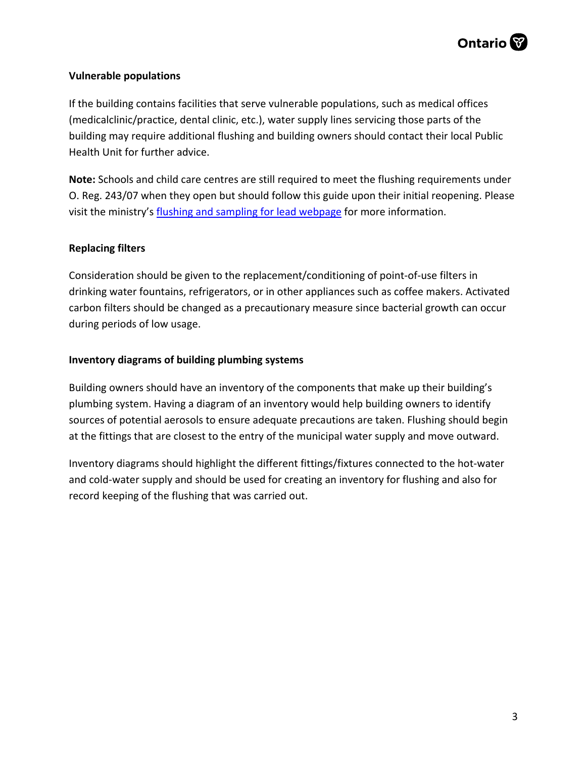**Vulnerable populations**

If the building contains facilities that serve vulnerable populations, such as medical offices (medicalclinic/practice, dental clinic, etc.), water supply lines servicing those parts of the building may require additional flushing and building owners should contact their local Public Health Unit for further advice.

**Note:** Schools and child care centres are still required to meet the flushing requirements under O. Reg. 243/07 when they open but should follow this guide upon their initial reopening. Please visit the ministry's [flushing and sampling for lead webpage] for more information.

**Replacing filters**

Consideration should be given to the replacement/conditioning of point-of-use filters in drinking water fountains, refrigerators, or in other appliances such as coffee makers. Activated carbon filters should be changed as a precautionary measure since bacterial growth can occur during periods of low usage.

**Inventory diagrams of building plumbing systems**

Building owners should have an inventory of the components that make up their building's plumbing system. Having a diagram of an inventory would help building owners to identify sources of potential aerosols to ensure adequate precautions are taken. Flushing should begin at the fittings that are closest to the entry of the municipal water supply and move outward.

Inventory diagrams should highlight the different fittings/fixtures connected to the hot-water and cold-water supply and should be used for creating an inventory for flushing and also for record keeping of the flushing that was carried out.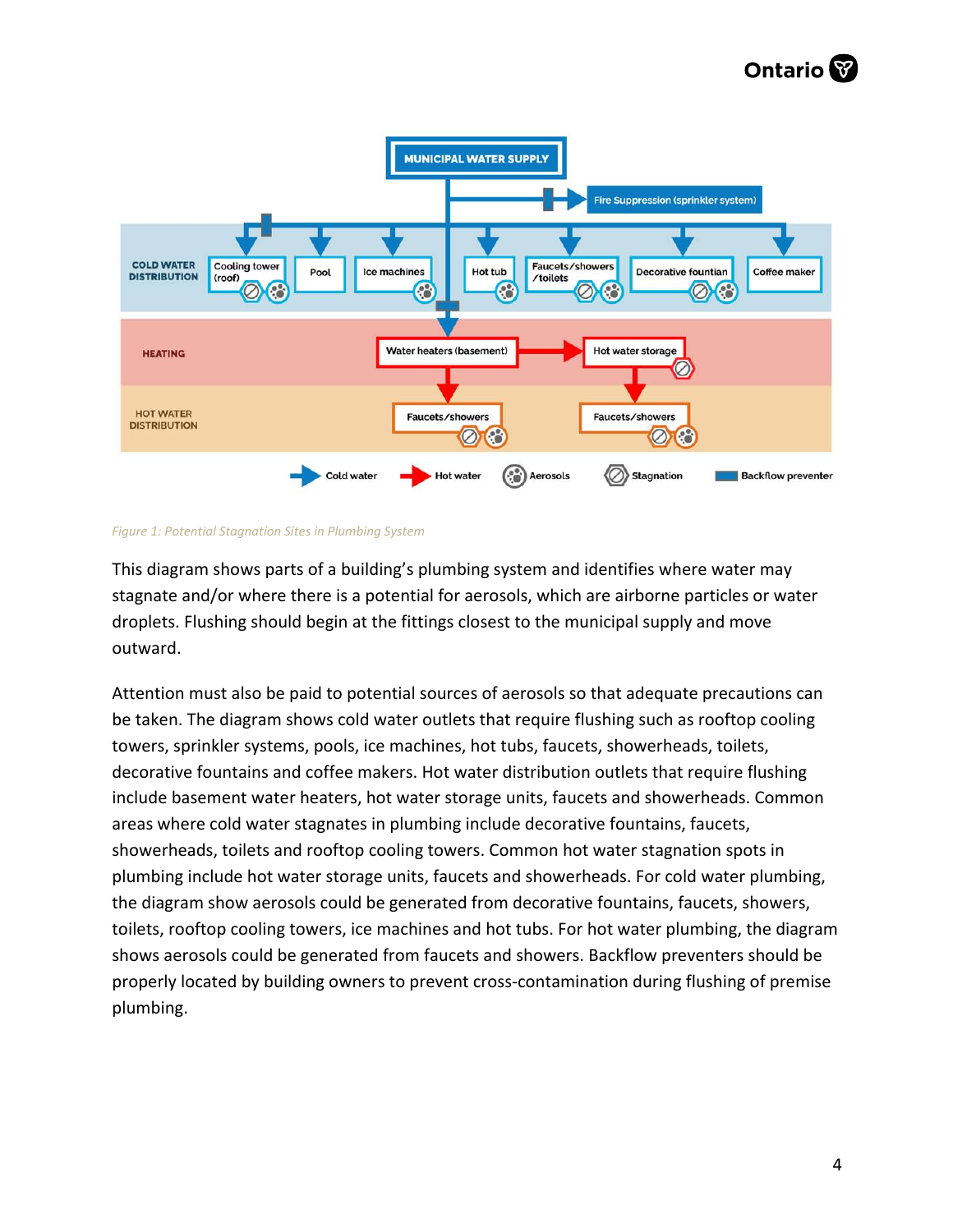*Figure 1: Potential Stagnation Sites in Plumbing System*

This diagram shows parts of a building's plumbing system and identifies where water may stagnate and/or where there is a potential for aerosols, which are airborne particles or water droplets. Flushing should begin at the fittings closest to the municipal supply and move outward.

Attention must also be paid to potential sources of aerosols so that adequate precautions can be taken. The diagram shows cold water outlets that require flushing such as rooftop cooling towers, sprinkler systems, pools, ice machines, hot tubs, faucets, showerheads, toilets, decorative fountains and coffee makers. Hot water distribution outlets that require flushing include basement water heaters, hot water storage units, faucets and showerheads. Common areas where cold water stagnates in plumbing include decorative fountains, faucets, showerheads, toilets and rooftop cooling towers. Common hot water stagnation spots in plumbing include hot water storage units, faucets and showerheads. For cold water plumbing, the diagram show aerosols could be generated from decorative fountains, faucets, showers, toilets, rooftop cooling towers, ice machines and hot tubs. For hot water plumbing, the diagram shows aerosols could be generated from faucets and showers. Backflow preventers should be properly located by building owners to prevent cross-contamination during flushing of premise plumbing.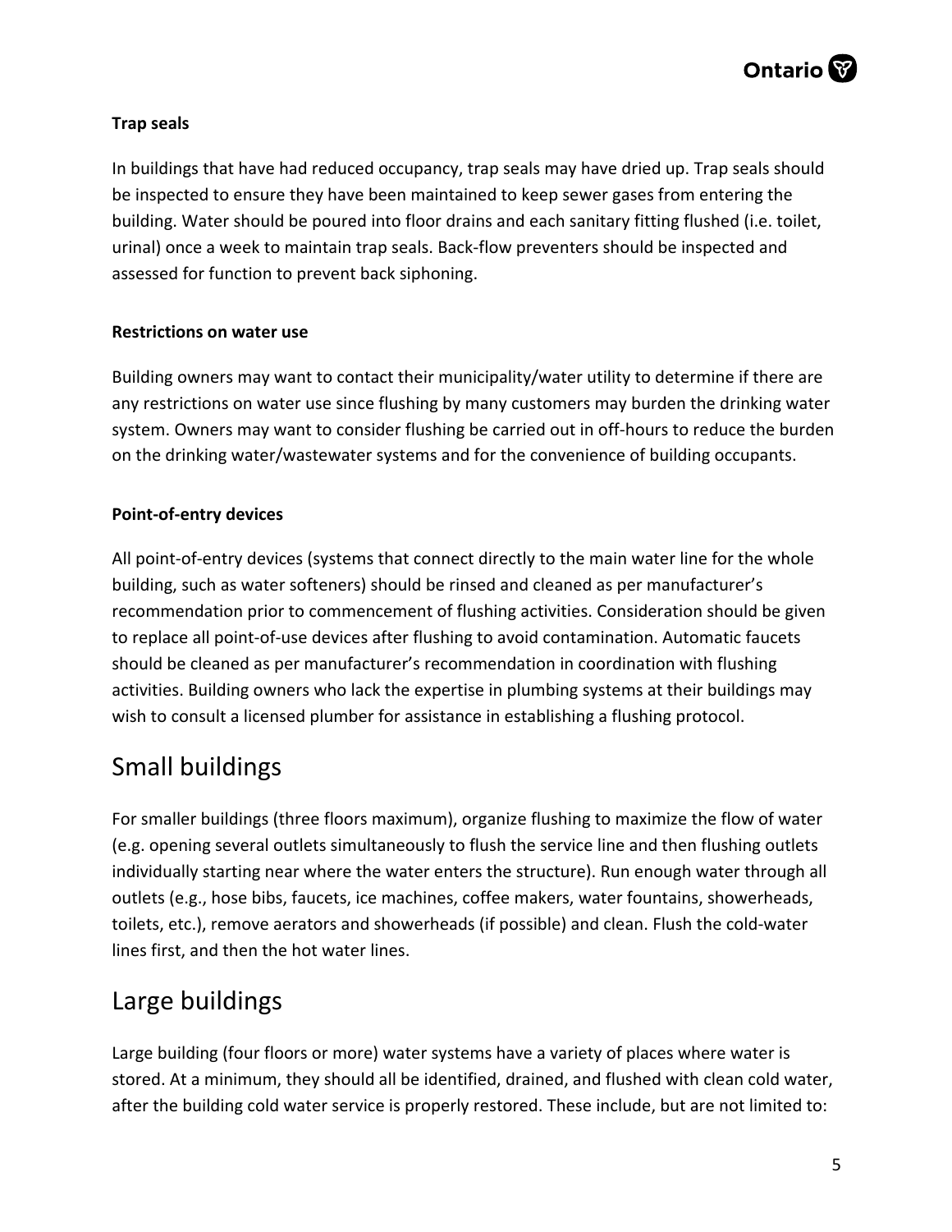### Trap seals

In buildings that have had reduced occupancy, trap seals may have dried up. Trap seals should be inspected to ensure they have been maintained to keep sewer gases from entering the building. Water should be poured into floor drains and each sanitary fitting flushed (i.e. toilet, urinal) once a week to maintain trap seals. Back-flow preventers should be inspected and assessed for function to prevent back siphoning.

### Restrictions on water use

Building owners may want to contact their municipality/water utility to determine if there are any restrictions on water use since flushing by many customers may burden the drinking water system. Owners may want to consider flushing be carried out in off-hours to reduce the burden on the drinking water/wastewater systems and for the convenience of building occupants.

### Point-of-entry devices

All point-of-entry devices (systems that connect directly to the main water line for the whole building, such as water softeners) should be rinsed and cleaned as per manufacturer's recommendation prior to commencement of flushing activities. Consideration should be given to replace all point-of-use devices after flushing to avoid contamination. Automatic faucets should be cleaned as per manufacturer's recommendation in coordination with flushing activities. Building owners who lack the expertise in plumbing systems at their buildings may wish to consult a licensed plumber for assistance in establishing a flushing protocol.

## Small buildings

For smaller buildings (three floors maximum), organize flushing to maximize the flow of water (e.g. opening several outlets simultaneously to flush the service line and then flushing outlets individually starting near where the water enters the structure). Run enough water through all outlets (e.g., hose bibs, faucets, ice machines, coffee makers, water fountains, showerheads, toilets, etc.), remove aerators and showerheads (if possible) and clean. Flush the cold-water lines first, and then the hot water lines.

## Large buildings

Large building (four floors or more) water systems have a variety of places where water is stored. At a minimum, they should all be identified, drained, and flushed with clean cold water, after the building cold water service is properly restored. These include, but are not limited to: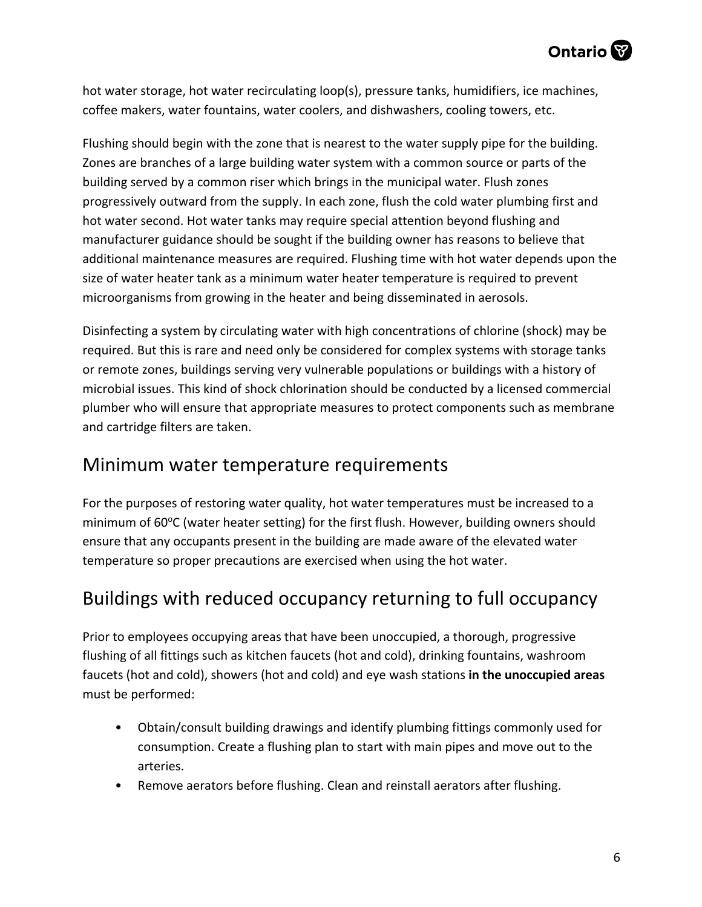hot water storage, hot water recirculating loop(s), pressure tanks, humidifiers, ice machines, coffee makers, water fountains, water coolers, and dishwashers, cooling towers, etc.

Flushing should begin with the zone that is nearest to the water supply pipe for the building. Zones are branches of a large building water system with a common source or parts of the building served by a common riser which brings in the municipal water. Flush zones progressively outward from the supply. In each zone, flush the cold water plumbing first and hot water second. Hot water tanks may require special attention beyond flushing and manufacturer guidance should be sought if the building owner has reasons to believe that additional maintenance measures are required. Flushing time with hot water depends upon the size of water heater tank as a minimum water heater temperature is required to prevent microorganisms from growing in the heater and being disseminated in aerosols.

Disinfecting a system by circulating water with high concentrations of chlorine (shock) may be required. But this is rare and need only be considered for complex systems with storage tanks or remote zones, buildings serving very vulnerable populations or buildings with a history of microbial issues. This kind of shock chlorination should be conducted by a licensed commercial plumber who will ensure that appropriate measures to protect components such as membrane and cartridge filters are taken.

## Minimum water temperature requirements

For the purposes of restoring water quality, hot water temperatures must be increased to a minimum of 60°C (water heater setting) for the first flush. However, building owners should ensure that any occupants present in the building are made aware of the elevated water temperature so proper precautions are exercised when using the hot water.

## Buildings with reduced occupancy returning to full occupancy

Prior to employees occupying areas that have been unoccupied, a thorough, progressive flushing of all fittings such as kitchen faucets (hot and cold), drinking fountains, washroom faucets (hot and cold), showers (hot and cold) and eye wash stations **in the unoccupied areas** must be performed:

- Obtain/consult building drawings and identify plumbing fittings commonly used for consumption. Create a flushing plan to start with main pipes and move out to the arteries.
- Remove aerators before flushing. Clean and reinstall aerators after flushing.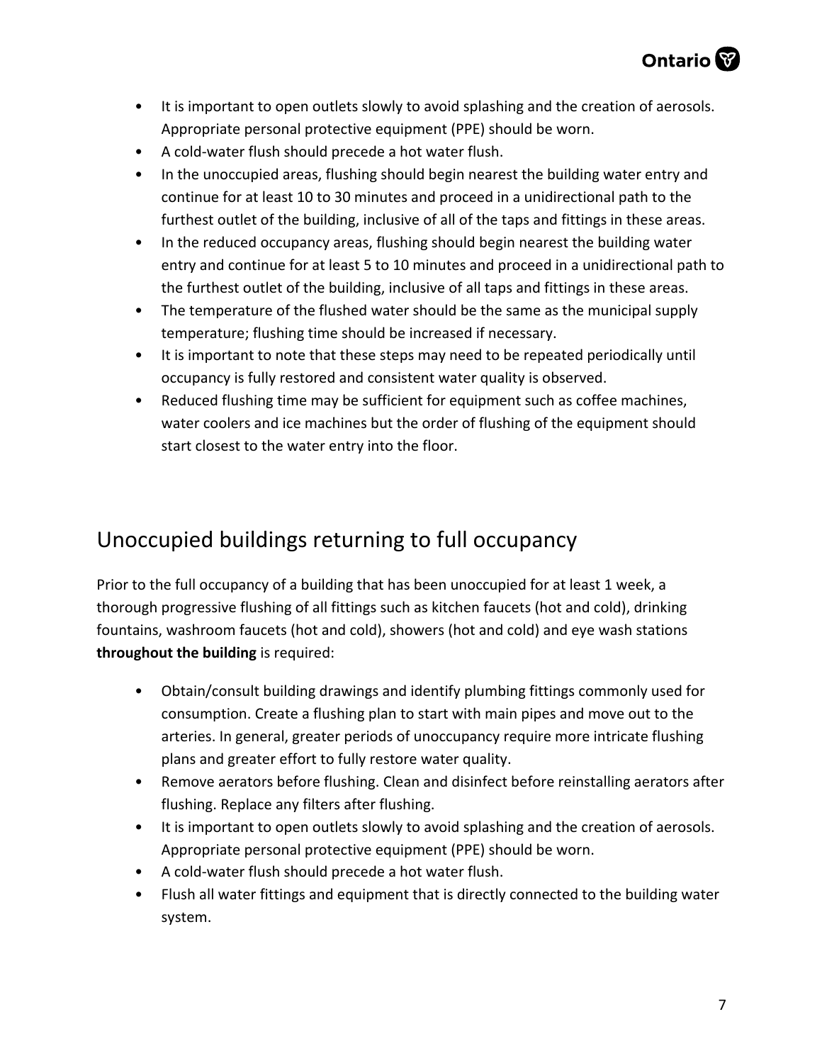- It is important to open outlets slowly to avoid splashing and the creation of aerosols. Appropriate personal protective equipment (PPE) should be worn.
- A cold-water flush should precede a hot water flush.
- In the unoccupied areas, flushing should begin nearest the building water entry and continue for at least 10 to 30 minutes and proceed in a unidirectional path to the furthest outlet of the building, inclusive of all of the taps and fittings in these areas.
- In the reduced occupancy areas, flushing should begin nearest the building water entry and continue for at least 5 to 10 minutes and proceed in a unidirectional path to the furthest outlet of the building, inclusive of all taps and fittings in these areas.
- The temperature of the flushed water should be the same as the municipal supply temperature; flushing time should be increased if necessary.
- It is important to note that these steps may need to be repeated periodically until occupancy is fully restored and consistent water quality is observed.
- Reduced flushing time may be sufficient for equipment such as coffee machines, water coolers and ice machines but the order of flushing of the equipment should start closest to the water entry into the floor.

## Unoccupied buildings returning to full occupancy

Prior to the full occupancy of a building that has been unoccupied for at least 1 week, a thorough progressive flushing of all fittings such as kitchen faucets (hot and cold), drinking fountains, washroom faucets (hot and cold), showers (hot and cold) and eye wash stations **throughout the building** is required:

- Obtain/consult building drawings and identify plumbing fittings commonly used for consumption. Create a flushing plan to start with main pipes and move out to the arteries. In general, greater periods of unoccupancy require more intricate flushing plans and greater effort to fully restore water quality.
- Remove aerators before flushing. Clean and disinfect before reinstalling aerators after flushing. Replace any filters after flushing.
- It is important to open outlets slowly to avoid splashing and the creation of aerosols. Appropriate personal protective equipment (PPE) should be worn.
- A cold-water flush should precede a hot water flush.
- Flush all water fittings and equipment that is directly connected to the building water system.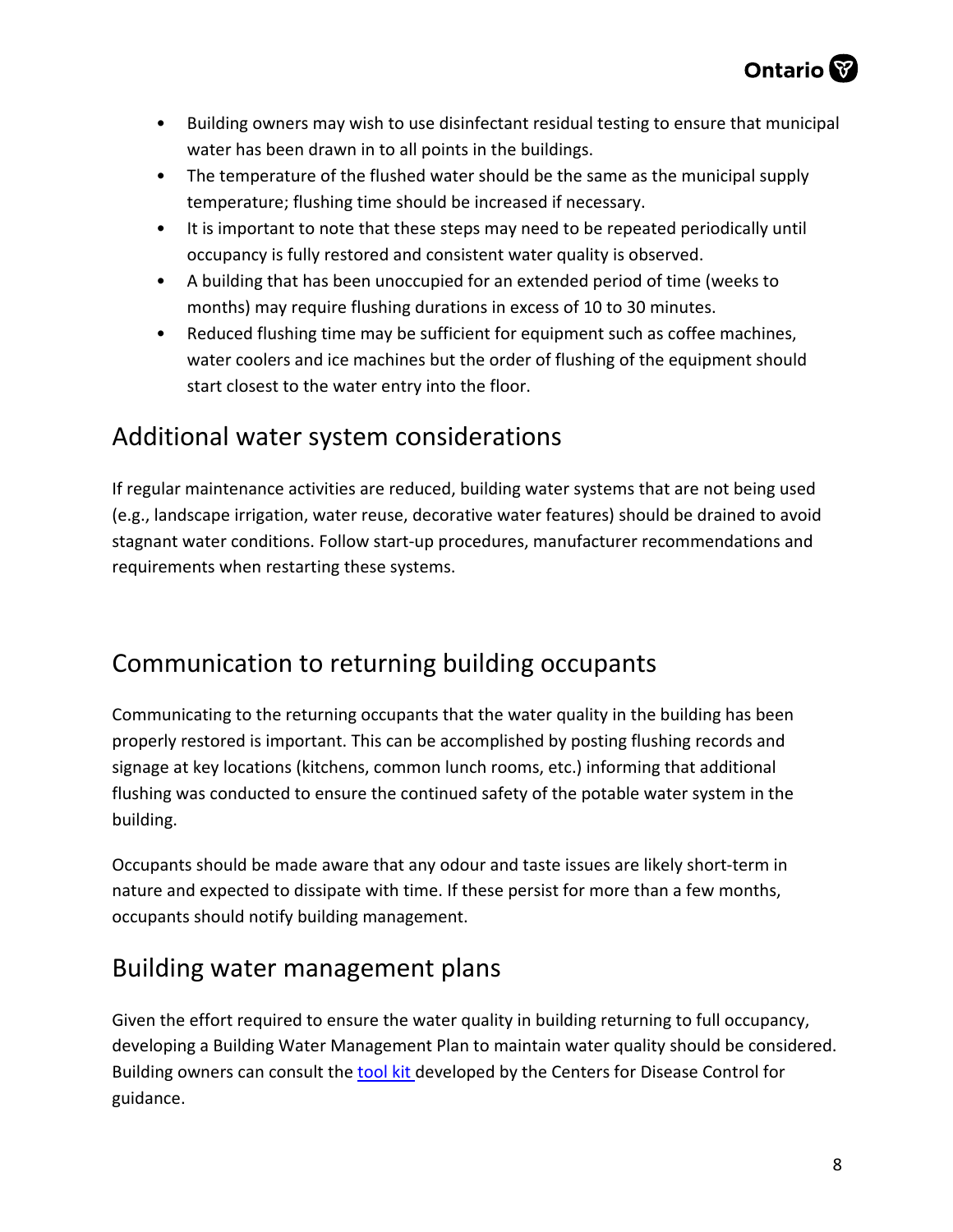- Building owners may wish to use disinfectant residual testing to ensure that municipal water has been drawn in to all points in the buildings.
- The temperature of the flushed water should be the same as the municipal supply temperature; flushing time should be increased if necessary.
- It is important to note that these steps may need to be repeated periodically until occupancy is fully restored and consistent water quality is observed.
- A building that has been unoccupied for an extended period of time (weeks to months) may require flushing durations in excess of 10 to 30 minutes.
- Reduced flushing time may be sufficient for equipment such as coffee machines, water coolers and ice machines but the order of flushing of the equipment should start closest to the water entry into the floor.

## Additional water system considerations

If regular maintenance activities are reduced, building water systems that are not being used (e.g., landscape irrigation, water reuse, decorative water features) should be drained to avoid stagnant water conditions. Follow start-up procedures, manufacturer recommendations and requirements when restarting these systems.

## Communication to returning building occupants

Communicating to the returning occupants that the water quality in the building has been properly restored is important. This can be accomplished by posting flushing records and signage at key locations (kitchens, common lunch rooms, etc.) informing that additional flushing was conducted to ensure the continued safety of the potable water system in the building.

Occupants should be made aware that any odour and taste issues are likely short-term in nature and expected to dissipate with time. If these persist for more than a few months, occupants should notify building management.

## Building water management plans

Given the effort required to ensure the water quality in building returning to full occupancy, developing a Building Water Management Plan to maintain water quality should be considered. Building owners can consult the tool kit developed by the Centers for Disease Control for guidance.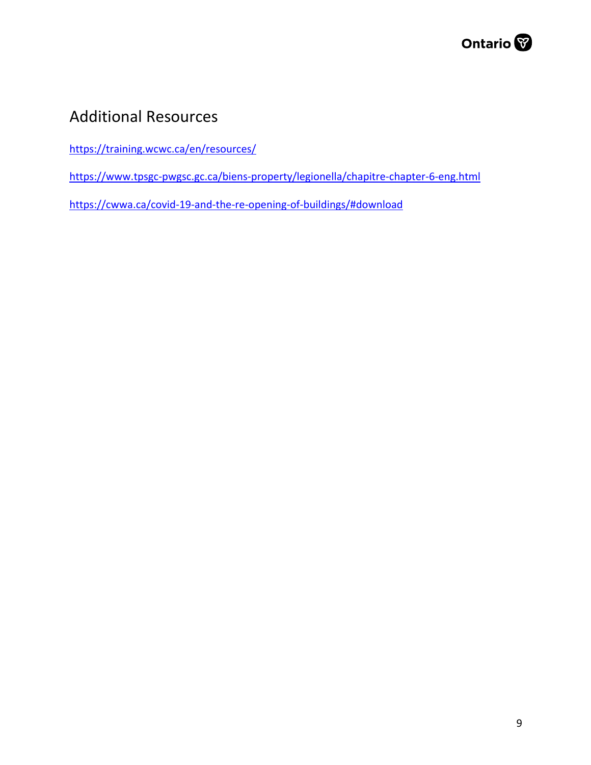## Additional Resources

https://training.wcwc.ca/en/resources/

https://www.tpsgc-pwgsc.gc.ca/biens-property/legionella/chapitre-chapter-6-eng.html

https://cwwa.ca/covid-19-and-the-re-opening-of-buildings/#download